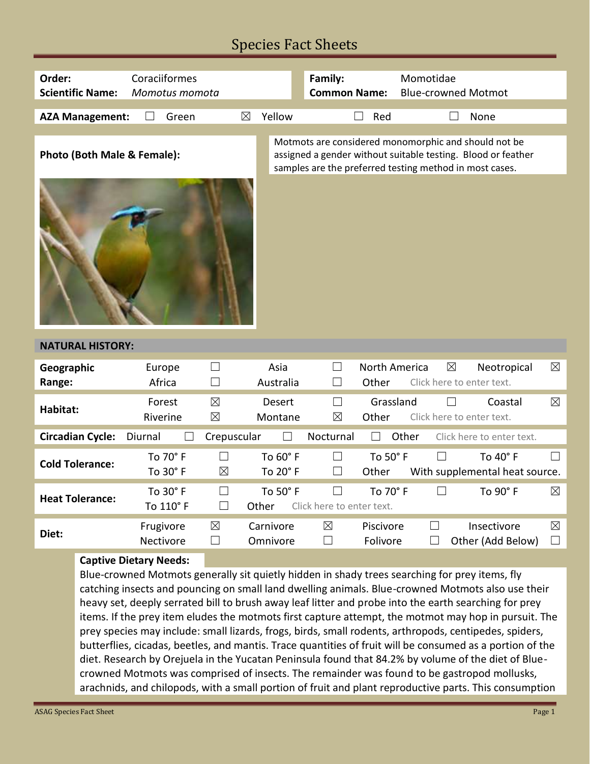# Species Fact Sheets

| | | | |
|---|---|---|---|
| **Order:** | Coraciiformes | **Family:** | Momotidae |
| **Scientific Name:** | *Momotus momota* | **Common Name:** | Blue-crowned Motmot |

**AZA Management:** ☐ Green ☒ Yellow ☐ Red ☐ None

**Photo (Both Male & Female):**

Motmots are considered monomorphic and should not be assigned a gender without suitable testing. Blood or feather samples are the preferred testing method in most cases.

## NATURAL HISTORY:

| | | | | | | | | |
|---|---|---|---|---|---|---|---|---|
| **Geographic Range:** | Europe | ☐ | Asia | ☐ | North America | ☒ | Neotropical | ☒ |
| | Africa | ☐ | Australia | ☐ | Other | Click here to enter text. | | |
| **Habitat:** | Forest | ☒ | Desert | ☐ | Grassland | ☐ | Coastal | ☒ |
| | Riverine | ☒ | Montane | ☒ | Other | Click here to enter text. | | |
| **Circadian Cycle:** | Diurnal | ☐ | Crepuscular | ☐ | Nocturnal | ☐ | Other | Click here to enter text. |
| **Cold Tolerance:** | To 70° F | ☐ | To 60° F | ☐ | To 50° F | ☐ | To 40° F | ☐ |
| | To 30° F | ☒ | To 20° F | ☐ | Other | With supplemental heat source. | | |
| **Heat Tolerance:** | To 30° F | ☐ | To 50° F | ☐ | To 70° F | ☐ | To 90° F | ☒ |
| | To 110° F | ☐ | Other | Click here to enter text. | | | | |
| **Diet:** | Frugivore | ☒ | Carnivore | ☒ | Piscivore | ☐ | Insectivore | ☒ |
| | Nectivore | ☐ | Omnivore | ☐ | Folivore | ☐ | Other (Add Below) | ☐ |

**Captive Dietary Needs:**

Blue-crowned Motmots generally sit quietly hidden in shady trees searching for prey items, fly catching insects and pouncing on small land dwelling animals. Blue-crowned Motmots also use their heavy set, deeply serrated bill to brush away leaf litter and probe into the earth searching for prey items. If the prey item eludes the motmots first capture attempt, the motmot may hop in pursuit. The prey species may include: small lizards, frogs, birds, small rodents, arthropods, centipedes, spiders, butterflies, cicadas, beetles, and mantis. Trace quantities of fruit will be consumed as a portion of the diet. Research by Orejuela in the Yucatan Peninsula found that 84.2% by volume of the diet of Blue-crowned Motmots was comprised of insects. The remainder was found to be gastropod mollusks, arachnids, and chilopods, with a small portion of fruit and plant reproductive parts. This consumption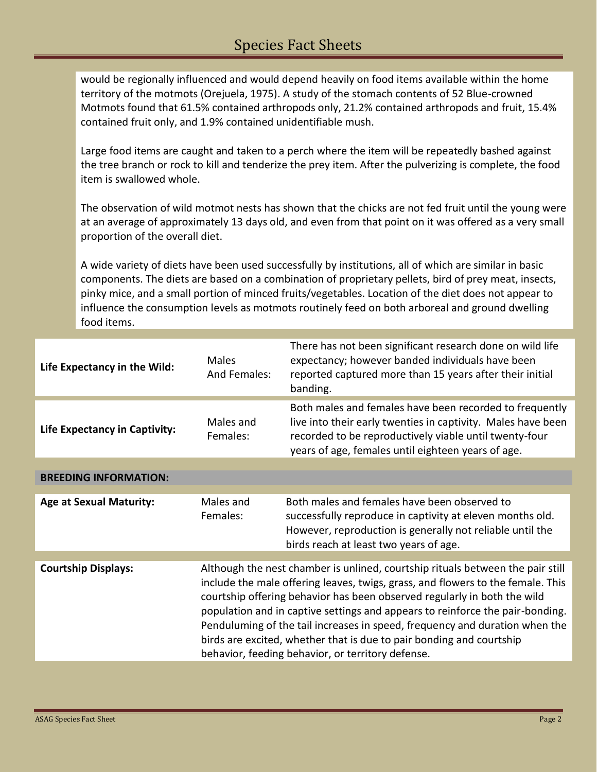would be regionally influenced and would depend heavily on food items available within the home territory of the motmots (Orejuela, 1975). A study of the stomach contents of 52 Blue-crowned Motmots found that 61.5% contained arthropods only, 21.2% contained arthropods and fruit, 15.4% contained fruit only, and 1.9% contained unidentifiable mush.

Large food items are caught and taken to a perch where the item will be repeatedly bashed against the tree branch or rock to kill and tenderize the prey item. After the pulverizing is complete, the food item is swallowed whole.

The observation of wild motmot nests has shown that the chicks are not fed fruit until the young were at an average of approximately 13 days old, and even from that point on it was offered as a very small proportion of the overall diet.

A wide variety of diets have been used successfully by institutions, all of which are similar in basic components. The diets are based on a combination of proprietary pellets, bird of prey meat, insects, pinky mice, and a small portion of minced fruits/vegetables. Location of the diet does not appear to influence the consumption levels as motmots routinely feed on both arboreal and ground dwelling food items.

| | | |
|---|---|---|
| **Life Expectancy in the Wild:** | Males And Females: | There has not been significant research done on wild life expectancy; however banded individuals have been reported captured more than 15 years after their initial banding. |
| **Life Expectancy in Captivity:** | Males and Females: | Both males and females have been recorded to frequently live into their early twenties in captivity. Males have been recorded to be reproductively viable until twenty-four years of age, females until eighteen years of age. |

## BREEDING INFORMATION:

| | | |
|---|---|---|
| **Age at Sexual Maturity:** | Males and Females: | Both males and females have been observed to successfully reproduce in captivity at eleven months old. However, reproduction is generally not reliable until the birds reach at least two years of age. |

**Courtship Displays:** Although the nest chamber is unlined, courtship rituals between the pair still include the male offering leaves, twigs, grass, and flowers to the female. This courtship offering behavior has been observed regularly in both the wild population and in captive settings and appears to reinforce the pair-bonding. Penduluming of the tail increases in speed, frequency and duration when the birds are excited, whether that is due to pair bonding and courtship behavior, feeding behavior, or territory defense.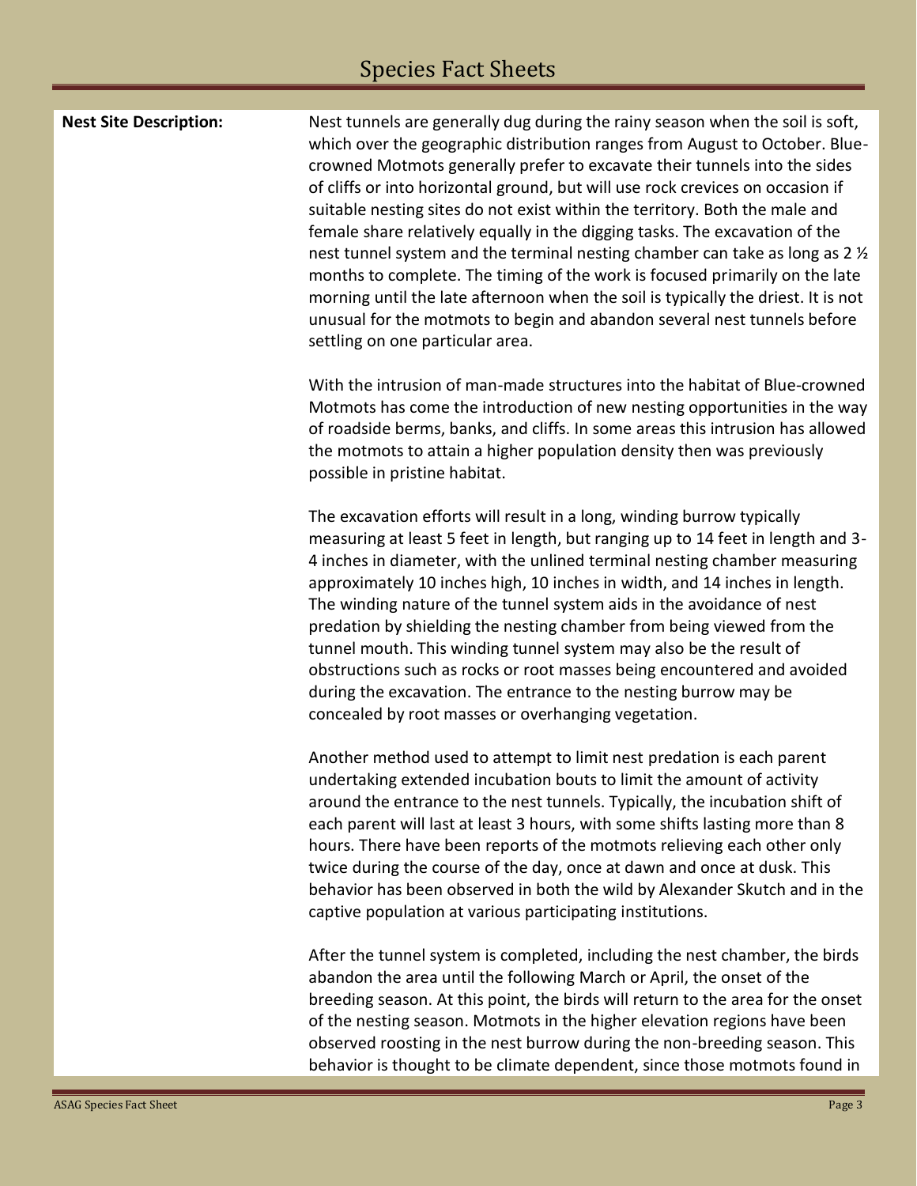**Nest Site Description:**

Nest tunnels are generally dug during the rainy season when the soil is soft, which over the geographic distribution ranges from August to October. Blue-crowned Motmots generally prefer to excavate their tunnels into the sides of cliffs or into horizontal ground, but will use rock crevices on occasion if suitable nesting sites do not exist within the territory. Both the male and female share relatively equally in the digging tasks. The excavation of the nest tunnel system and the terminal nesting chamber can take as long as 2 ½ months to complete. The timing of the work is focused primarily on the late morning until the late afternoon when the soil is typically the driest. It is not unusual for the motmots to begin and abandon several nest tunnels before settling on one particular area.

With the intrusion of man-made structures into the habitat of Blue-crowned Motmots has come the introduction of new nesting opportunities in the way of roadside berms, banks, and cliffs. In some areas this intrusion has allowed the motmots to attain a higher population density then was previously possible in pristine habitat.

The excavation efforts will result in a long, winding burrow typically measuring at least 5 feet in length, but ranging up to 14 feet in length and 3-4 inches in diameter, with the unlined terminal nesting chamber measuring approximately 10 inches high, 10 inches in width, and 14 inches in length. The winding nature of the tunnel system aids in the avoidance of nest predation by shielding the nesting chamber from being viewed from the tunnel mouth. This winding tunnel system may also be the result of obstructions such as rocks or root masses being encountered and avoided during the excavation. The entrance to the nesting burrow may be concealed by root masses or overhanging vegetation.

Another method used to attempt to limit nest predation is each parent undertaking extended incubation bouts to limit the amount of activity around the entrance to the nest tunnels. Typically, the incubation shift of each parent will last at least 3 hours, with some shifts lasting more than 8 hours. There have been reports of the motmots relieving each other only twice during the course of the day, once at dawn and once at dusk. This behavior has been observed in both the wild by Alexander Skutch and in the captive population at various participating institutions.

After the tunnel system is completed, including the nest chamber, the birds abandon the area until the following March or April, the onset of the breeding season. At this point, the birds will return to the area for the onset of the nesting season. Motmots in the higher elevation regions have been observed roosting in the nest burrow during the non-breeding season. This behavior is thought to be climate dependent, since those motmots found in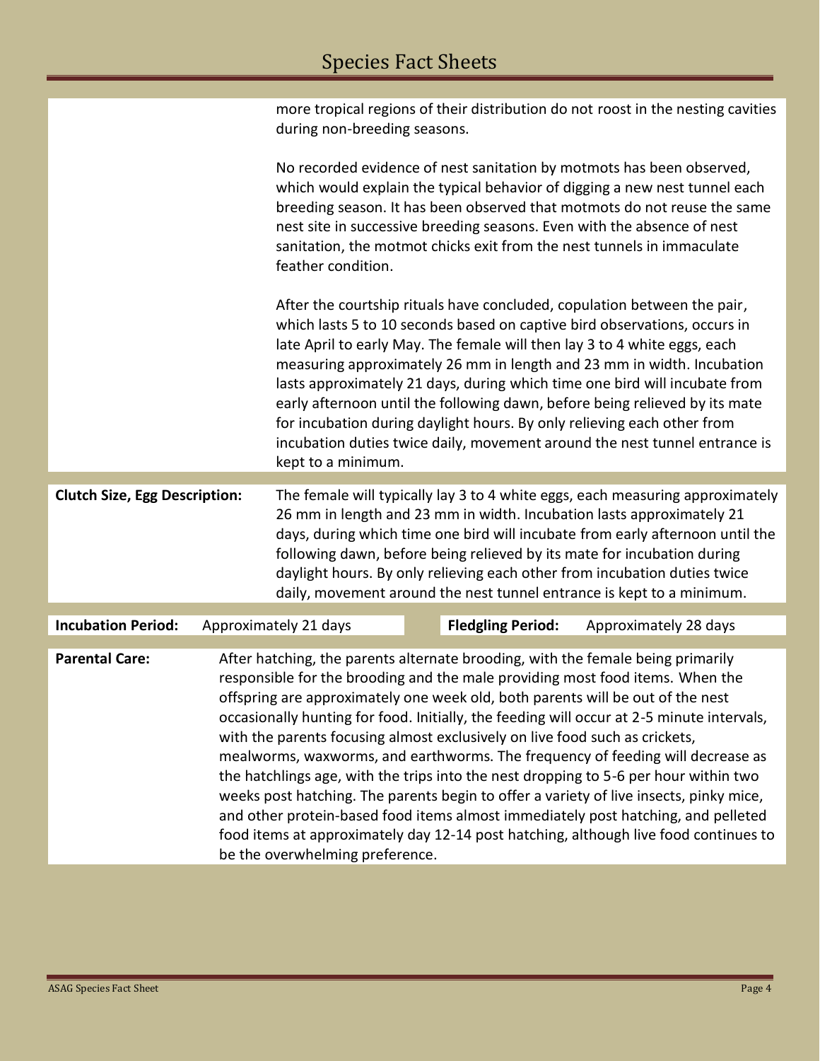more tropical regions of their distribution do not roost in the nesting cavities during non-breeding seasons.

No recorded evidence of nest sanitation by motmots has been observed, which would explain the typical behavior of digging a new nest tunnel each breeding season. It has been observed that motmots do not reuse the same nest site in successive breeding seasons. Even with the absence of nest sanitation, the motmot chicks exit from the nest tunnels in immaculate feather condition.

After the courtship rituals have concluded, copulation between the pair, which lasts 5 to 10 seconds based on captive bird observations, occurs in late April to early May. The female will then lay 3 to 4 white eggs, each measuring approximately 26 mm in length and 23 mm in width. Incubation lasts approximately 21 days, during which time one bird will incubate from early afternoon until the following dawn, before being relieved by its mate for incubation during daylight hours. By only relieving each other from incubation duties twice daily, movement around the nest tunnel entrance is kept to a minimum.

**Clutch Size, Egg Description:** The female will typically lay 3 to 4 white eggs, each measuring approximately 26 mm in length and 23 mm in width. Incubation lasts approximately 21 days, during which time one bird will incubate from early afternoon until the following dawn, before being relieved by its mate for incubation during daylight hours. By only relieving each other from incubation duties twice daily, movement around the nest tunnel entrance is kept to a minimum.

**Incubation Period:** Approximately 21 days

**Fledgling Period:** Approximately 28 days

**Parental Care:** After hatching, the parents alternate brooding, with the female being primarily responsible for the brooding and the male providing most food items. When the offspring are approximately one week old, both parents will be out of the nest occasionally hunting for food. Initially, the feeding will occur at 2-5 minute intervals, with the parents focusing almost exclusively on live food such as crickets, mealworms, waxworms, and earthworms. The frequency of feeding will decrease as the hatchlings age, with the trips into the nest dropping to 5-6 per hour within two weeks post hatching. The parents begin to offer a variety of live insects, pinky mice, and other protein-based food items almost immediately post hatching, and pelleted food items at approximately day 12-14 post hatching, although live food continues to be the overwhelming preference.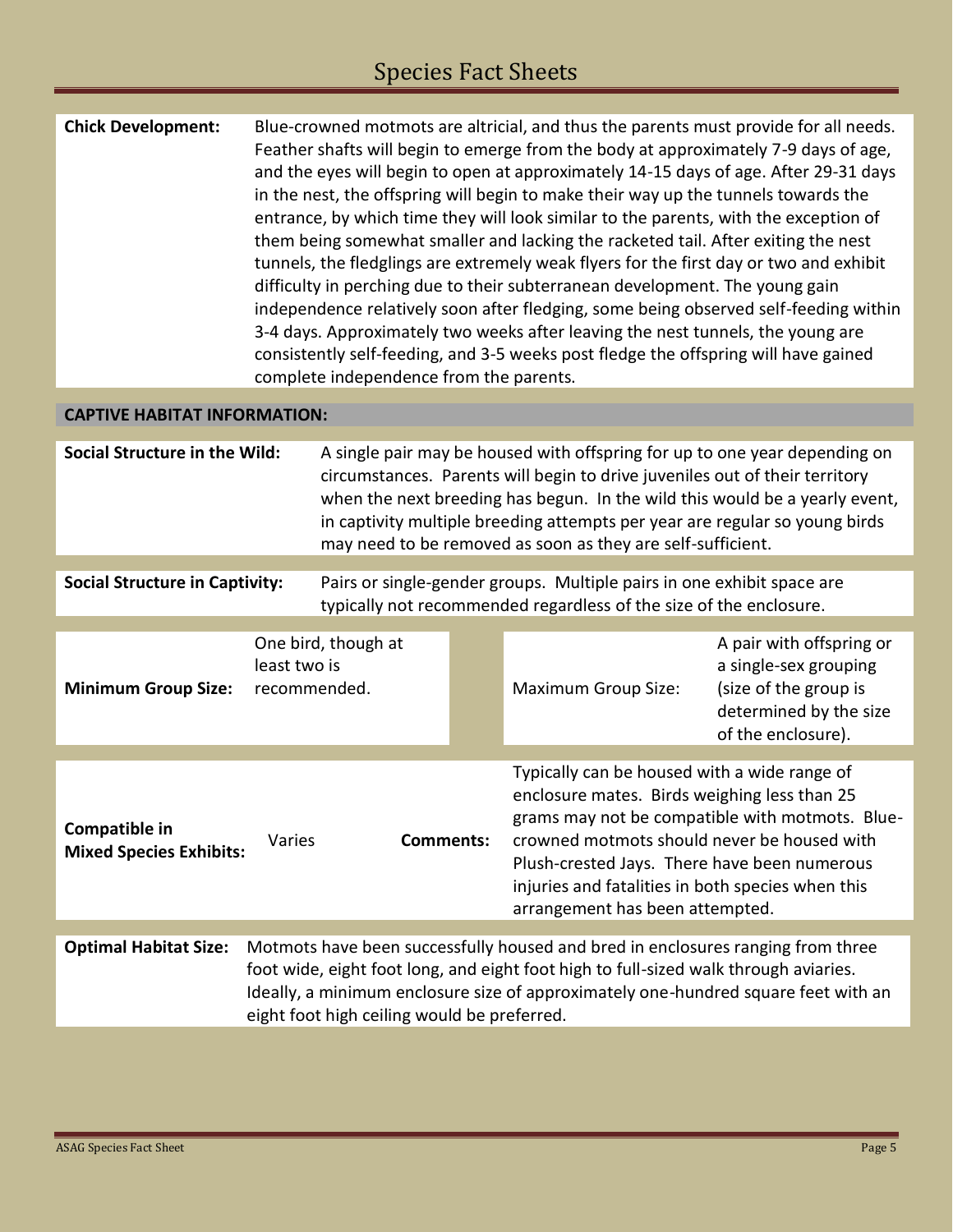| | |
|---|---|
| **Chick Development:** | Blue-crowned motmots are altricial, and thus the parents must provide for all needs. Feather shafts will begin to emerge from the body at approximately 7-9 days of age, and the eyes will begin to open at approximately 14-15 days of age. After 29-31 days in the nest, the offspring will begin to make their way up the tunnels towards the entrance, by which time they will look similar to the parents, with the exception of them being somewhat smaller and lacking the racketed tail. After exiting the nest tunnels, the fledglings are extremely weak flyers for the first day or two and exhibit difficulty in perching due to their subterranean development. The young gain independence relatively soon after fledging, some being observed self-feeding within 3-4 days. Approximately two weeks after leaving the nest tunnels, the young are consistently self-feeding, and 3-5 weeks post fledge the offspring will have gained complete independence from the parents. |

## CAPTIVE HABITAT INFORMATION:

| | |
|---|---|
| **Social Structure in the Wild:** | A single pair may be housed with offspring for up to one year depending on circumstances. Parents will begin to drive juveniles out of their territory when the next breeding has begun. In the wild this would be a yearly event, in captivity multiple breeding attempts per year are regular so young birds may need to be removed as soon as they are self-sufficient. |
| **Social Structure in Captivity:** | Pairs or single-gender groups. Multiple pairs in one exhibit space are typically not recommended regardless of the size of the enclosure. |

| | | | |
|---|---|---|---|
| **Minimum Group Size:** | One bird, though at least two is recommended. | Maximum Group Size: | A pair with offspring or a single-sex grouping (size of the group is determined by the size of the enclosure). |
| **Compatible in Mixed Species Exhibits:** | Varies | **Comments:** | Typically can be housed with a wide range of enclosure mates. Birds weighing less than 25 grams may not be compatible with motmots. Blue-crowned motmots should never be housed with Plush-crested Jays. There have been numerous injuries and fatalities in both species when this arrangement has been attempted. |

| | |
|---|---|
| **Optimal Habitat Size:** | Motmots have been successfully housed and bred in enclosures ranging from three foot wide, eight foot long, and eight foot high to full-sized walk through aviaries. Ideally, a minimum enclosure size of approximately one-hundred square feet with an eight foot high ceiling would be preferred. |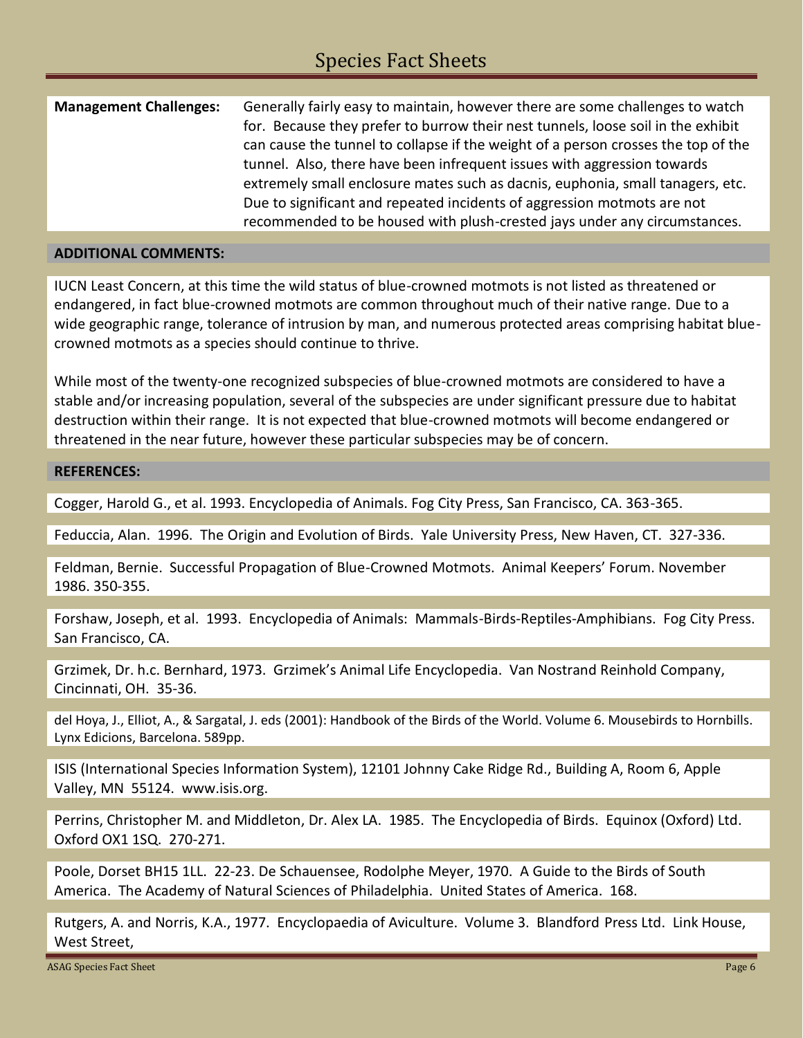| **Management Challenges:** | Generally fairly easy to maintain, however there are some challenges to watch for. Because they prefer to burrow their nest tunnels, loose soil in the exhibit can cause the tunnel to collapse if the weight of a person crosses the top of the tunnel. Also, there have been infrequent issues with aggression towards extremely small enclosure mates such as dacnis, euphonia, small tanagers, etc. Due to significant and repeated incidents of aggression motmots are not recommended to be housed with plush-crested jays under any circumstances. |
|---|---|

## ADDITIONAL COMMENTS:

IUCN Least Concern, at this time the wild status of blue-crowned motmots is not listed as threatened or endangered, in fact blue-crowned motmots are common throughout much of their native range. Due to a wide geographic range, tolerance of intrusion by man, and numerous protected areas comprising habitat blue-crowned motmots as a species should continue to thrive.

While most of the twenty-one recognized subspecies of blue-crowned motmots are considered to have a stable and/or increasing population, several of the subspecies are under significant pressure due to habitat destruction within their range. It is not expected that blue-crowned motmots will become endangered or threatened in the near future, however these particular subspecies may be of concern.

## REFERENCES:

Cogger, Harold G., et al. 1993. Encyclopedia of Animals. Fog City Press, San Francisco, CA. 363-365.

Feduccia, Alan. 1996. The Origin and Evolution of Birds. Yale University Press, New Haven, CT. 327-336.

Feldman, Bernie. Successful Propagation of Blue-Crowned Motmots. Animal Keepers' Forum. November 1986. 350-355.

Forshaw, Joseph, et al. 1993. Encyclopedia of Animals: Mammals-Birds-Reptiles-Amphibians. Fog City Press. San Francisco, CA.

Grzimek, Dr. h.c. Bernhard, 1973. Grzimek's Animal Life Encyclopedia. Van Nostrand Reinhold Company, Cincinnati, OH. 35-36.

del Hoya, J., Elliot, A., & Sargatal, J. eds (2001): Handbook of the Birds of the World. Volume 6. Mousebirds to Hornbills. Lynx Edicions, Barcelona. 589pp.

ISIS (International Species Information System), 12101 Johnny Cake Ridge Rd., Building A, Room 6, Apple Valley, MN 55124. www.isis.org.

Perrins, Christopher M. and Middleton, Dr. Alex LA. 1985. The Encyclopedia of Birds. Equinox (Oxford) Ltd. Oxford OX1 1SQ. 270-271.

Poole, Dorset BH15 1LL. 22-23. De Schauensee, Rodolphe Meyer, 1970. A Guide to the Birds of South America. The Academy of Natural Sciences of Philadelphia. United States of America. 168.

Rutgers, A. and Norris, K.A., 1977. Encyclopaedia of Aviculture. Volume 3. Blandford Press Ltd. Link House, West Street,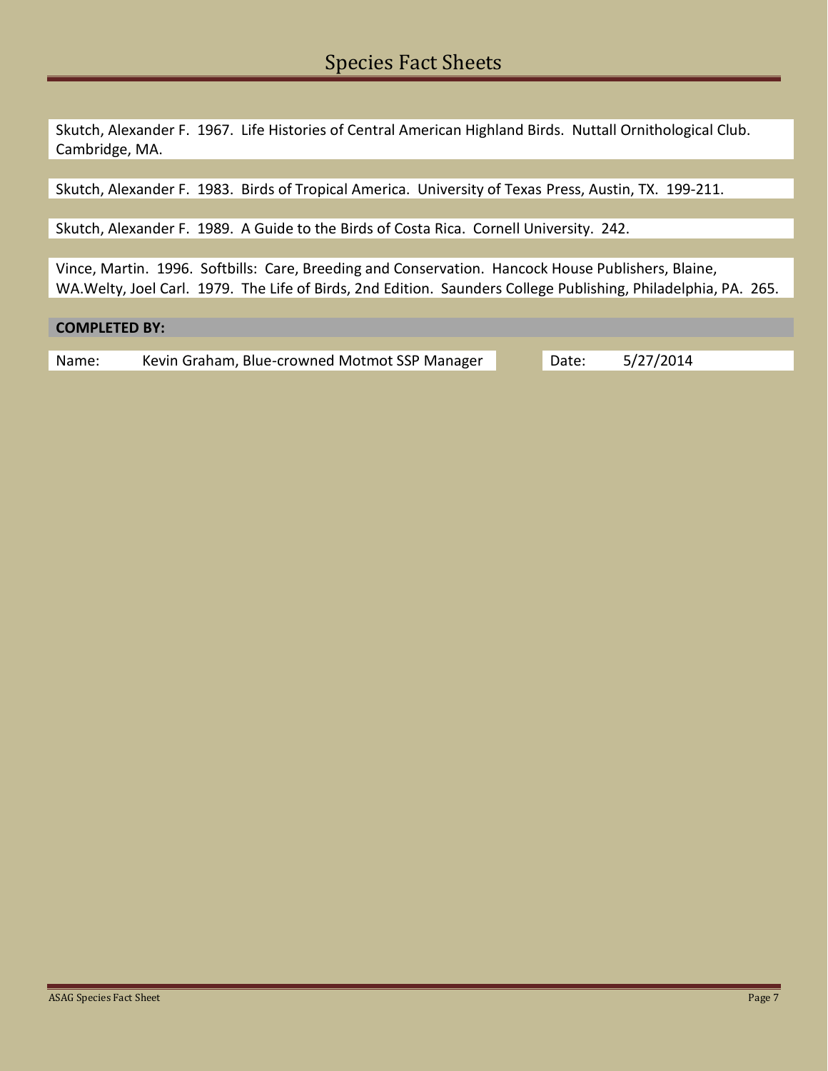Skutch, Alexander F. 1967. Life Histories of Central American Highland Birds. Nuttall Ornithological Club. Cambridge, MA.

Skutch, Alexander F. 1983. Birds of Tropical America. University of Texas Press, Austin, TX. 199-211.

Skutch, Alexander F. 1989. A Guide to the Birds of Costa Rica. Cornell University. 242.

Vince, Martin. 1996. Softbills: Care, Breeding and Conservation. Hancock House Publishers, Blaine, WA.Welty, Joel Carl. 1979. The Life of Birds, 2nd Edition. Saunders College Publishing, Philadelphia, PA. 265.

**COMPLETED BY:**

Name: Kevin Graham, Blue-crowned Motmot SSP Manager

Date: 5/27/2014